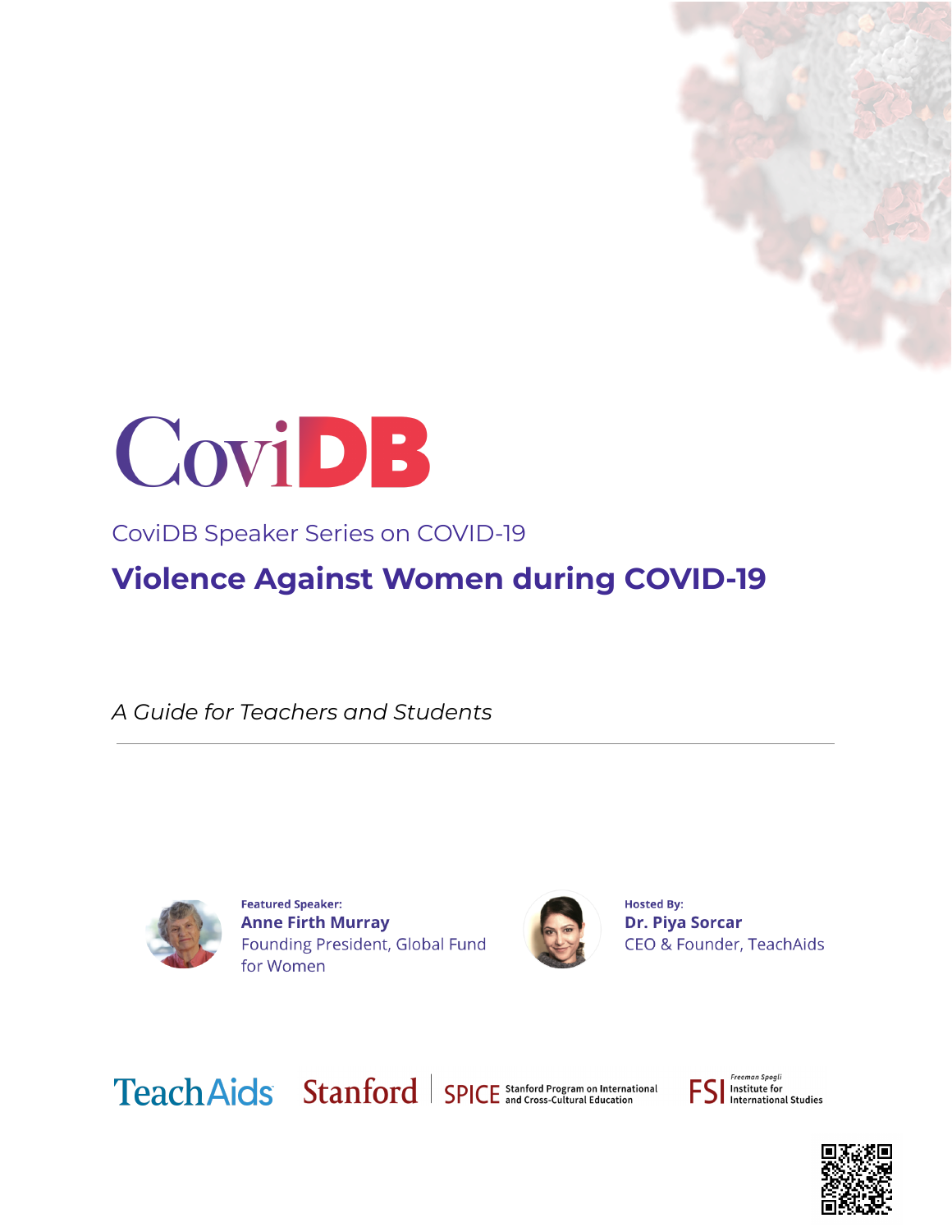# CoviDB

CoviDB Speaker Series on COVID-19

## Violence Against Women during COVID-19

*A Guide for Teachers and Students*

---

**Featured Speaker:**
**Anne Firth Murray**
Founding President, Global Fund for Women

**Hosted By:**
**Dr. Piya Sorcar**
CEO & Founder, TeachAids

TeachAids | Stanford | SPICE Stanford Program on International and Cross-Cultural Education | FSI Freeman Spogli Institute for International Studies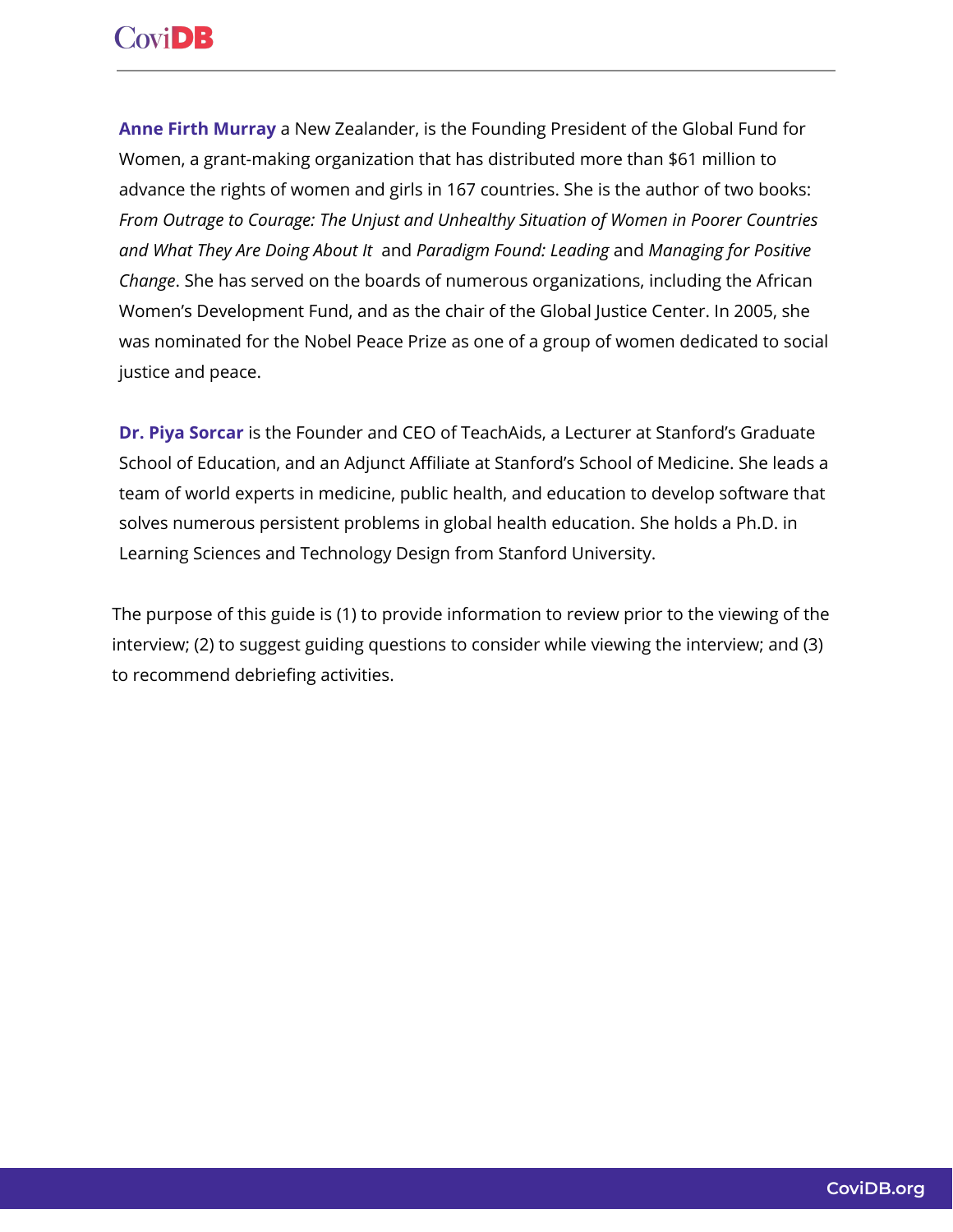**Anne Firth Murray** a New Zealander, is the Founding President of the Global Fund for Women, a grant-making organization that has distributed more than $61 million to advance the rights of women and girls in 167 countries. She is the author of two books: *From Outrage to Courage: The Unjust and Unhealthy Situation of Women in Poorer Countries and What They Are Doing About It* and *Paradigm Found: Leading* and *Managing for Positive Change*. She has served on the boards of numerous organizations, including the African Women's Development Fund, and as the chair of the Global Justice Center. In 2005, she was nominated for the Nobel Peace Prize as one of a group of women dedicated to social justice and peace.

**Dr. Piya Sorcar** is the Founder and CEO of TeachAids, a Lecturer at Stanford's Graduate School of Education, and an Adjunct Affiliate at Stanford's School of Medicine. She leads a team of world experts in medicine, public health, and education to develop software that solves numerous persistent problems in global health education. She holds a Ph.D. in Learning Sciences and Technology Design from Stanford University.

The purpose of this guide is (1) to provide information to review prior to the viewing of the interview; (2) to suggest guiding questions to consider while viewing the interview; and (3) to recommend debriefing activities.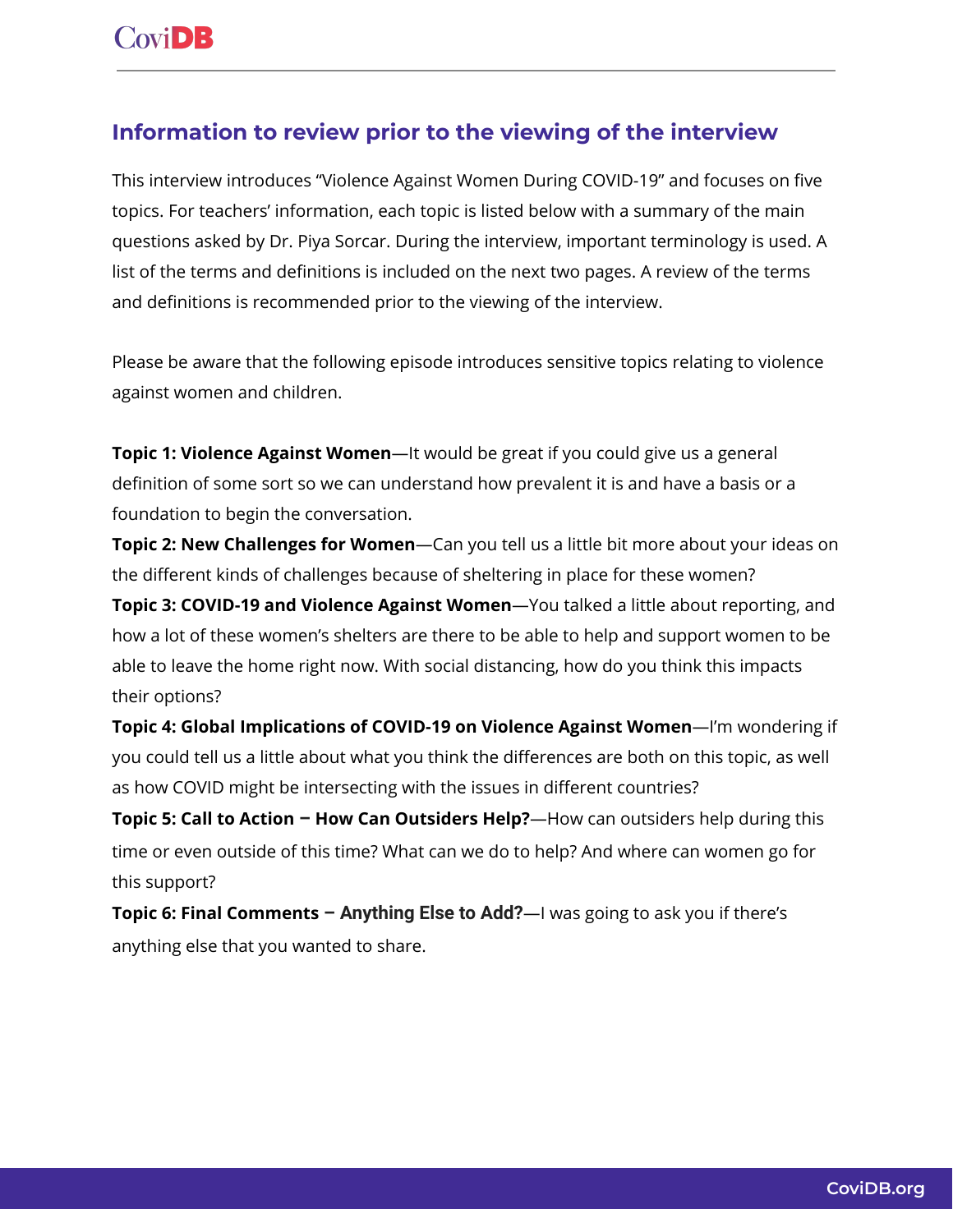## Information to review prior to the viewing of the interview

This interview introduces "Violence Against Women During COVID-19" and focuses on five topics. For teachers' information, each topic is listed below with a summary of the main questions asked by Dr. Piya Sorcar. During the interview, important terminology is used. A list of the terms and definitions is included on the next two pages. A review of the terms and definitions is recommended prior to the viewing of the interview.

Please be aware that the following episode introduces sensitive topics relating to violence against women and children.

**Topic 1: Violence Against Women**—It would be great if you could give us a general definition of some sort so we can understand how prevalent it is and have a basis or a foundation to begin the conversation.

**Topic 2: New Challenges for Women**—Can you tell us a little bit more about your ideas on the different kinds of challenges because of sheltering in place for these women?

**Topic 3: COVID-19 and Violence Against Women**—You talked a little about reporting, and how a lot of these women's shelters are there to be able to help and support women to be able to leave the home right now. With social distancing, how do you think this impacts their options?

**Topic 4: Global Implications of COVID-19 on Violence Against Women**—I'm wondering if you could tell us a little about what you think the differences are both on this topic, as well as how COVID might be intersecting with the issues in different countries?

**Topic 5: Call to Action – How Can Outsiders Help?**—How can outsiders help during this time or even outside of this time? What can we do to help? And where can women go for this support?

**Topic 6: Final Comments – Anything Else to Add?**—I was going to ask you if there's anything else that you wanted to share.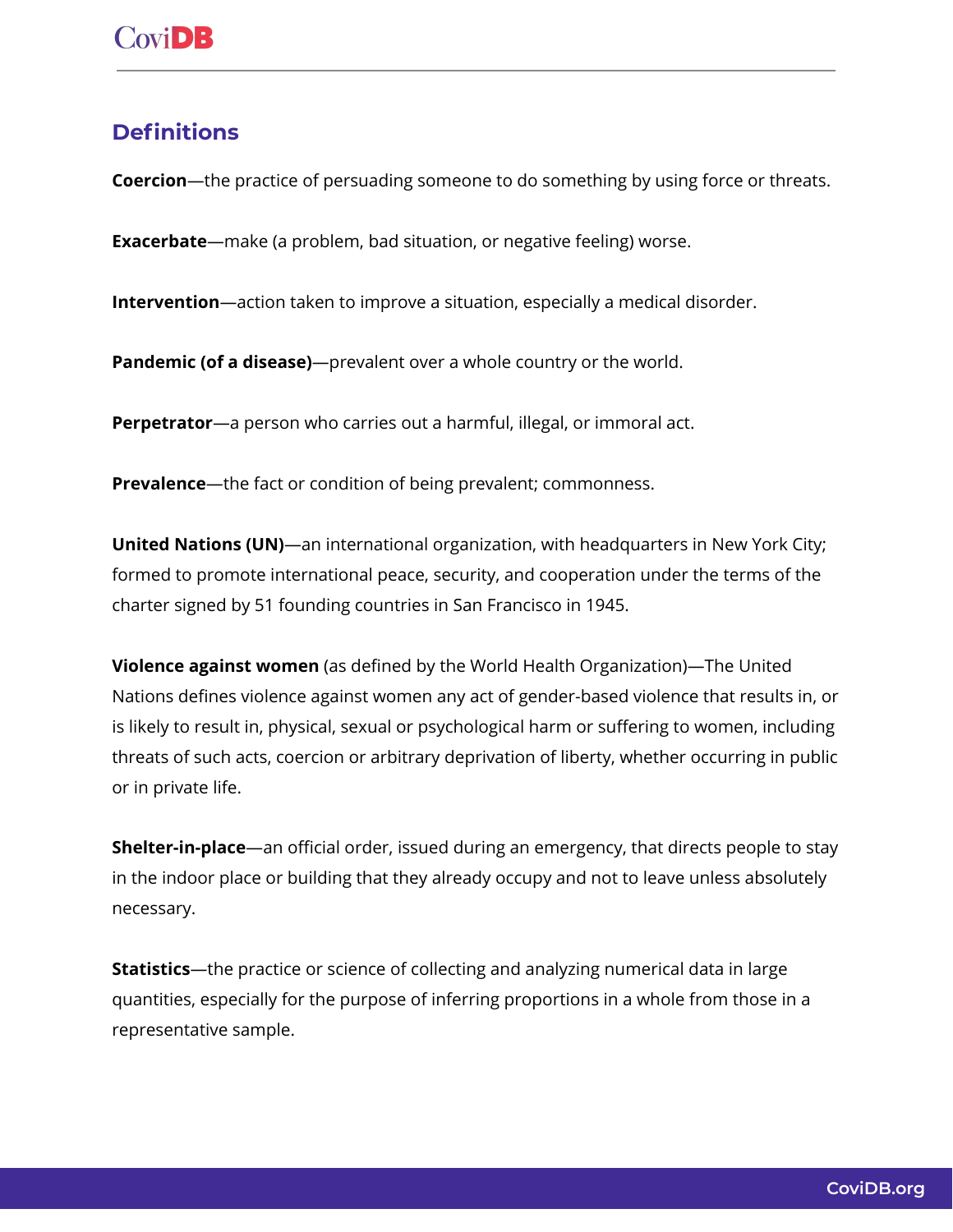## Definitions

**Coercion**—the practice of persuading someone to do something by using force or threats.

**Exacerbate**—make (a problem, bad situation, or negative feeling) worse.

**Intervention**—action taken to improve a situation, especially a medical disorder.

**Pandemic (of a disease)**—prevalent over a whole country or the world.

**Perpetrator**—a person who carries out a harmful, illegal, or immoral act.

**Prevalence**—the fact or condition of being prevalent; commonness.

**United Nations (UN)**—an international organization, with headquarters in New York City; formed to promote international peace, security, and cooperation under the terms of the charter signed by 51 founding countries in San Francisco in 1945.

**Violence against women** (as defined by the World Health Organization)—The United Nations defines violence against women any act of gender-based violence that results in, or is likely to result in, physical, sexual or psychological harm or suffering to women, including threats of such acts, coercion or arbitrary deprivation of liberty, whether occurring in public or in private life.

**Shelter-in-place**—an official order, issued during an emergency, that directs people to stay in the indoor place or building that they already occupy and not to leave unless absolutely necessary.

**Statistics**—the practice or science of collecting and analyzing numerical data in large quantities, especially for the purpose of inferring proportions in a whole from those in a representative sample.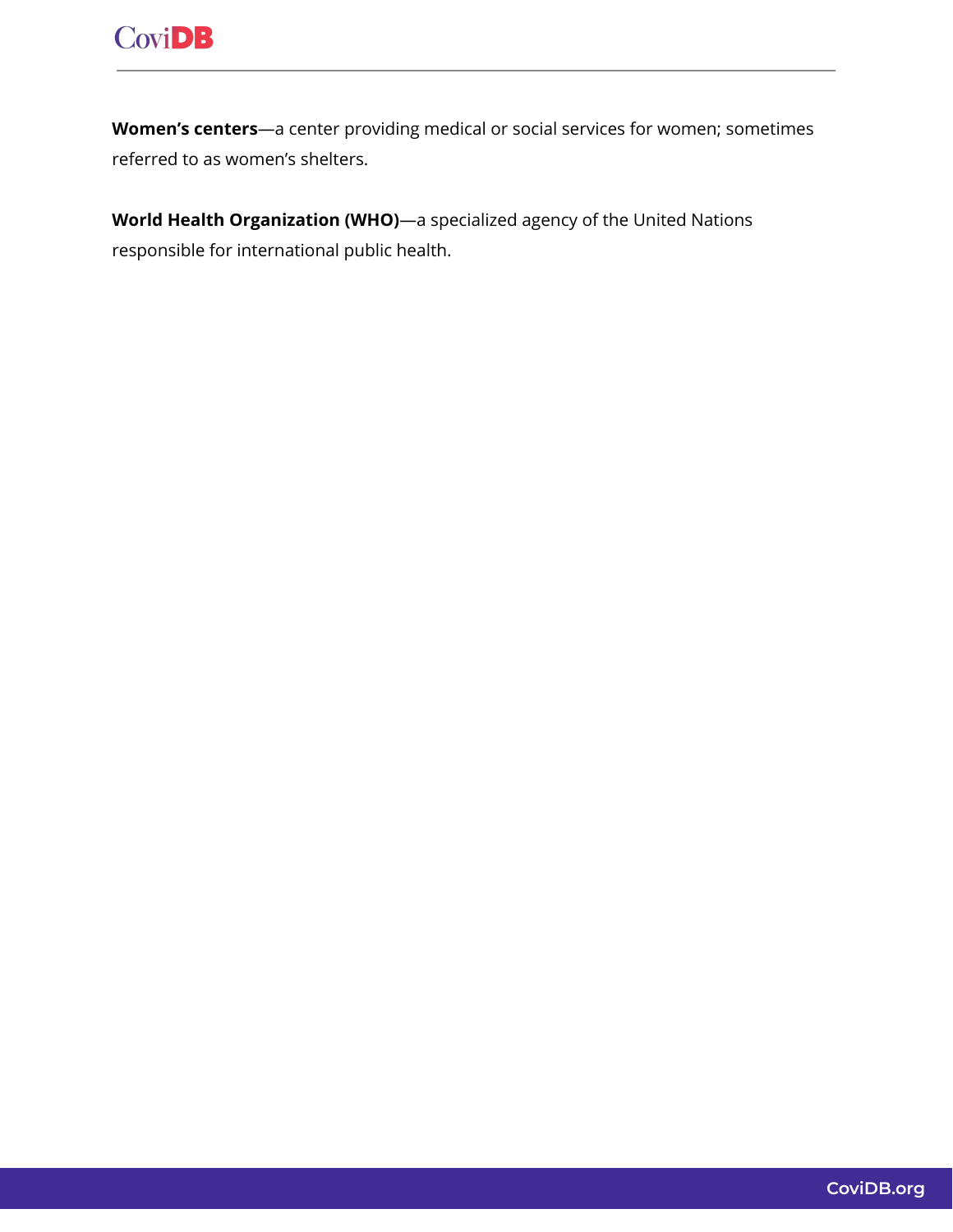**Women's centers**—a center providing medical or social services for women; sometimes referred to as women's shelters.

**World Health Organization (WHO)**—a specialized agency of the United Nations responsible for international public health.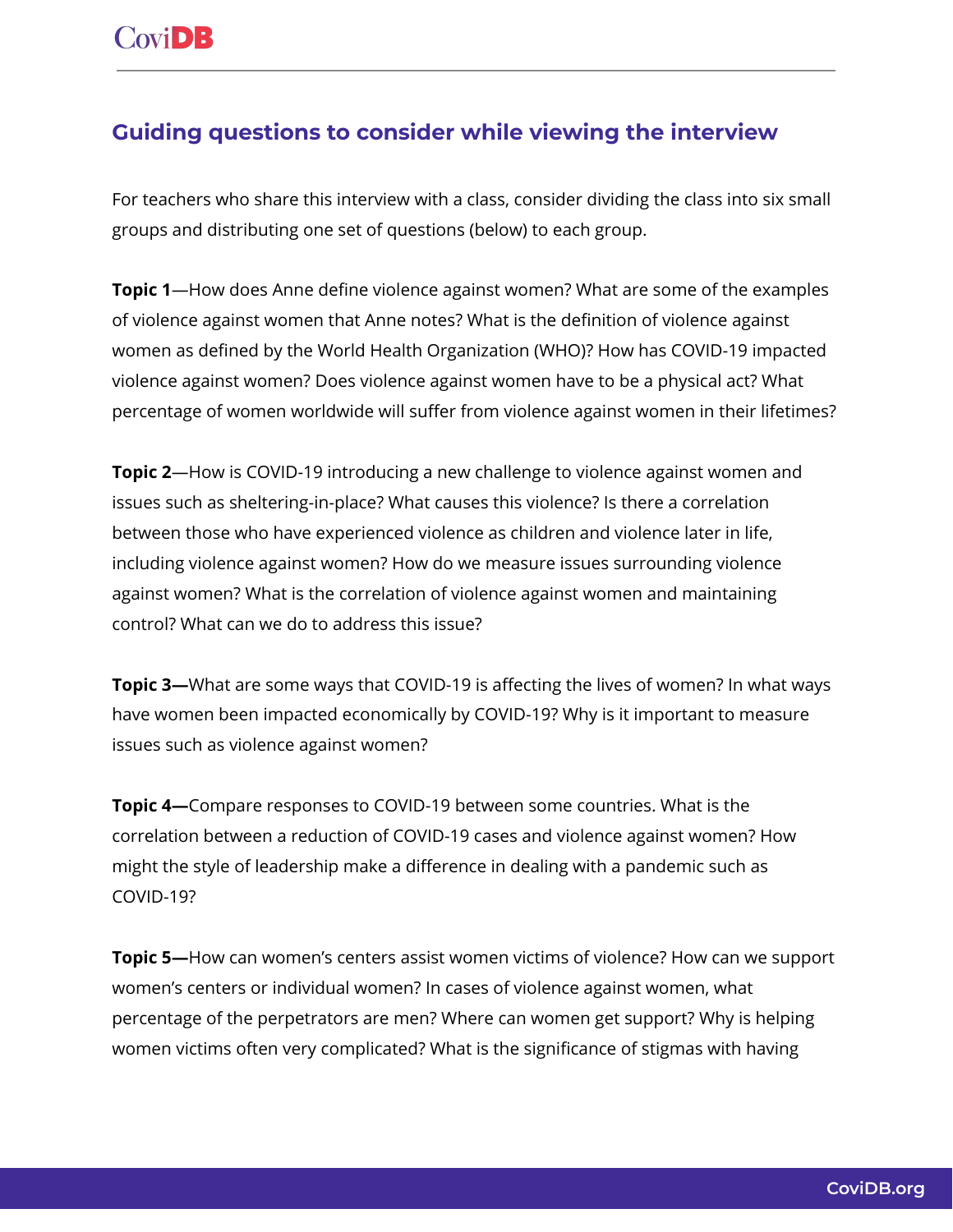## Guiding questions to consider while viewing the interview

For teachers who share this interview with a class, consider dividing the class into six small groups and distributing one set of questions (below) to each group.

**Topic 1**—How does Anne define violence against women? What are some of the examples of violence against women that Anne notes? What is the definition of violence against women as defined by the World Health Organization (WHO)? How has COVID-19 impacted violence against women? Does violence against women have to be a physical act? What percentage of women worldwide will suffer from violence against women in their lifetimes?

**Topic 2**—How is COVID-19 introducing a new challenge to violence against women and issues such as sheltering-in-place? What causes this violence? Is there a correlation between those who have experienced violence as children and violence later in life, including violence against women? How do we measure issues surrounding violence against women? What is the correlation of violence against women and maintaining control? What can we do to address this issue?

**Topic 3—**What are some ways that COVID-19 is affecting the lives of women? In what ways have women been impacted economically by COVID-19? Why is it important to measure issues such as violence against women?

**Topic 4—**Compare responses to COVID-19 between some countries. What is the correlation between a reduction of COVID-19 cases and violence against women? How might the style of leadership make a difference in dealing with a pandemic such as COVID-19?

**Topic 5—**How can women's centers assist women victims of violence? How can we support women's centers or individual women? In cases of violence against women, what percentage of the perpetrators are men? Where can women get support? Why is helping women victims often very complicated? What is the significance of stigmas with having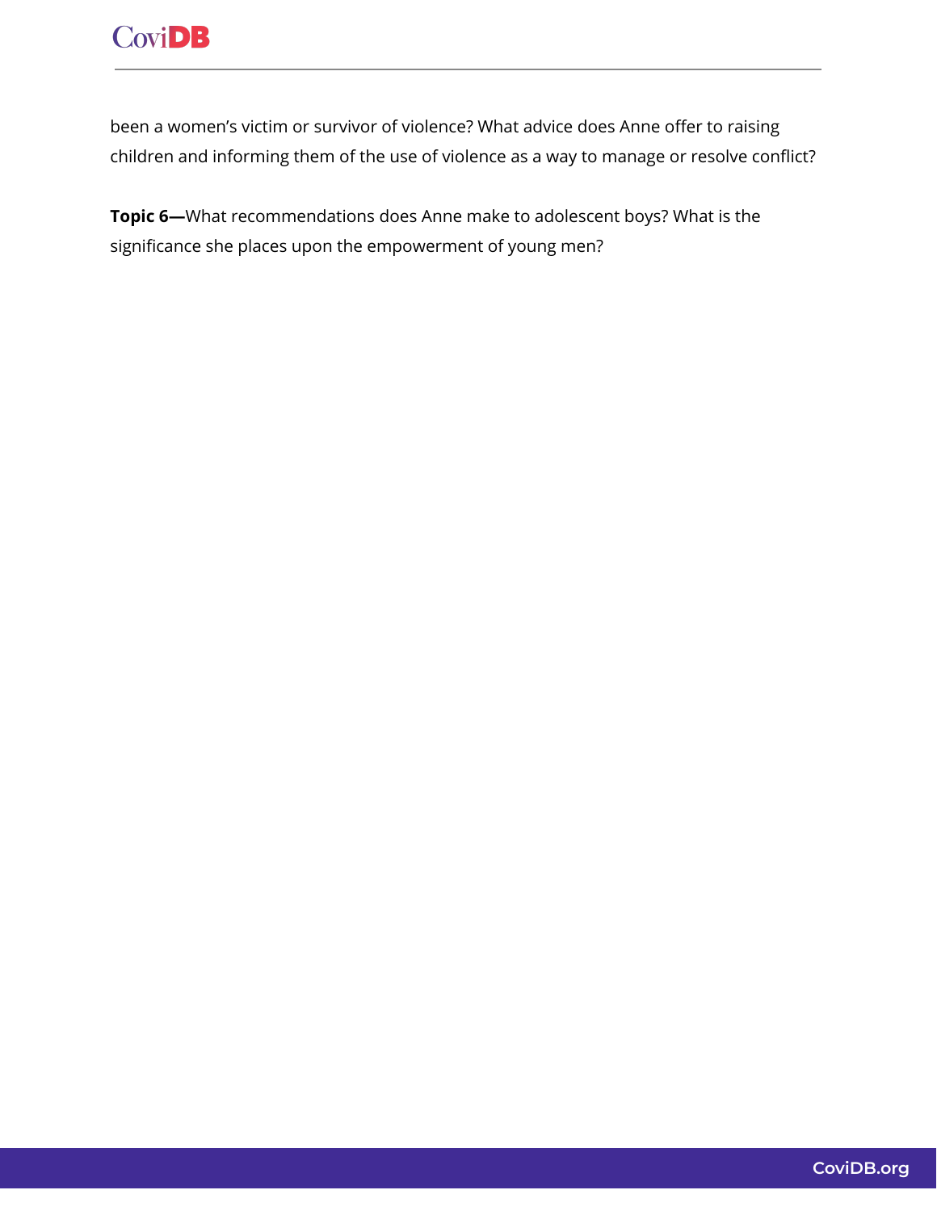been a women's victim or survivor of violence? What advice does Anne offer to raising children and informing them of the use of violence as a way to manage or resolve conflict?

**Topic 6—**What recommendations does Anne make to adolescent boys? What is the significance she places upon the empowerment of young men?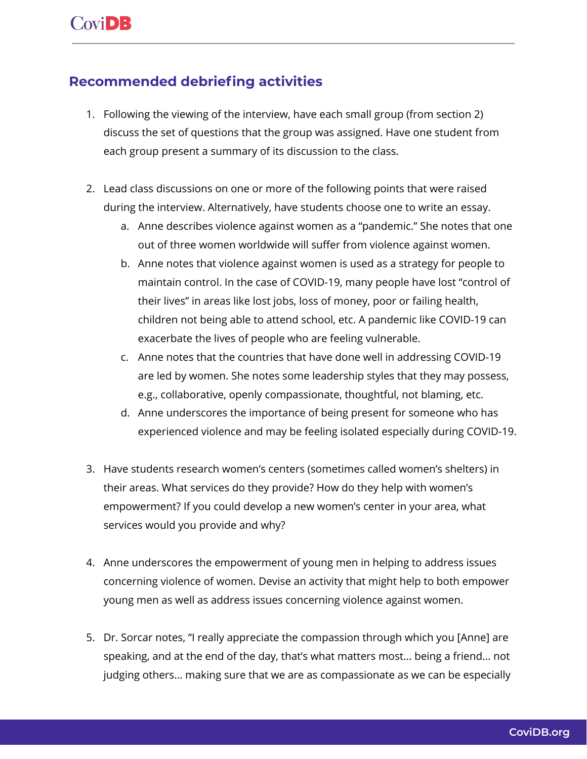## Recommended debriefing activities

1. Following the viewing of the interview, have each small group (from section 2) discuss the set of questions that the group was assigned. Have one student from each group present a summary of its discussion to the class.

2. Lead class discussions on one or more of the following points that were raised during the interview. Alternatively, have students choose one to write an essay.
   a. Anne describes violence against women as a "pandemic." She notes that one out of three women worldwide will suffer from violence against women.
   b. Anne notes that violence against women is used as a strategy for people to maintain control. In the case of COVID-19, many people have lost "control of their lives" in areas like lost jobs, loss of money, poor or failing health, children not being able to attend school, etc. A pandemic like COVID-19 can exacerbate the lives of people who are feeling vulnerable.
   c. Anne notes that the countries that have done well in addressing COVID-19 are led by women. She notes some leadership styles that they may possess, e.g., collaborative, openly compassionate, thoughtful, not blaming, etc.
   d. Anne underscores the importance of being present for someone who has experienced violence and may be feeling isolated especially during COVID-19.

3. Have students research women's centers (sometimes called women's shelters) in their areas. What services do they provide? How do they help with women's empowerment? If you could develop a new women's center in your area, what services would you provide and why?

4. Anne underscores the empowerment of young men in helping to address issues concerning violence of women. Devise an activity that might help to both empower young men as well as address issues concerning violence against women.

5. Dr. Sorcar notes, "I really appreciate the compassion through which you [Anne] are speaking, and at the end of the day, that's what matters most… being a friend… not judging others… making sure that we are as compassionate as we can be especially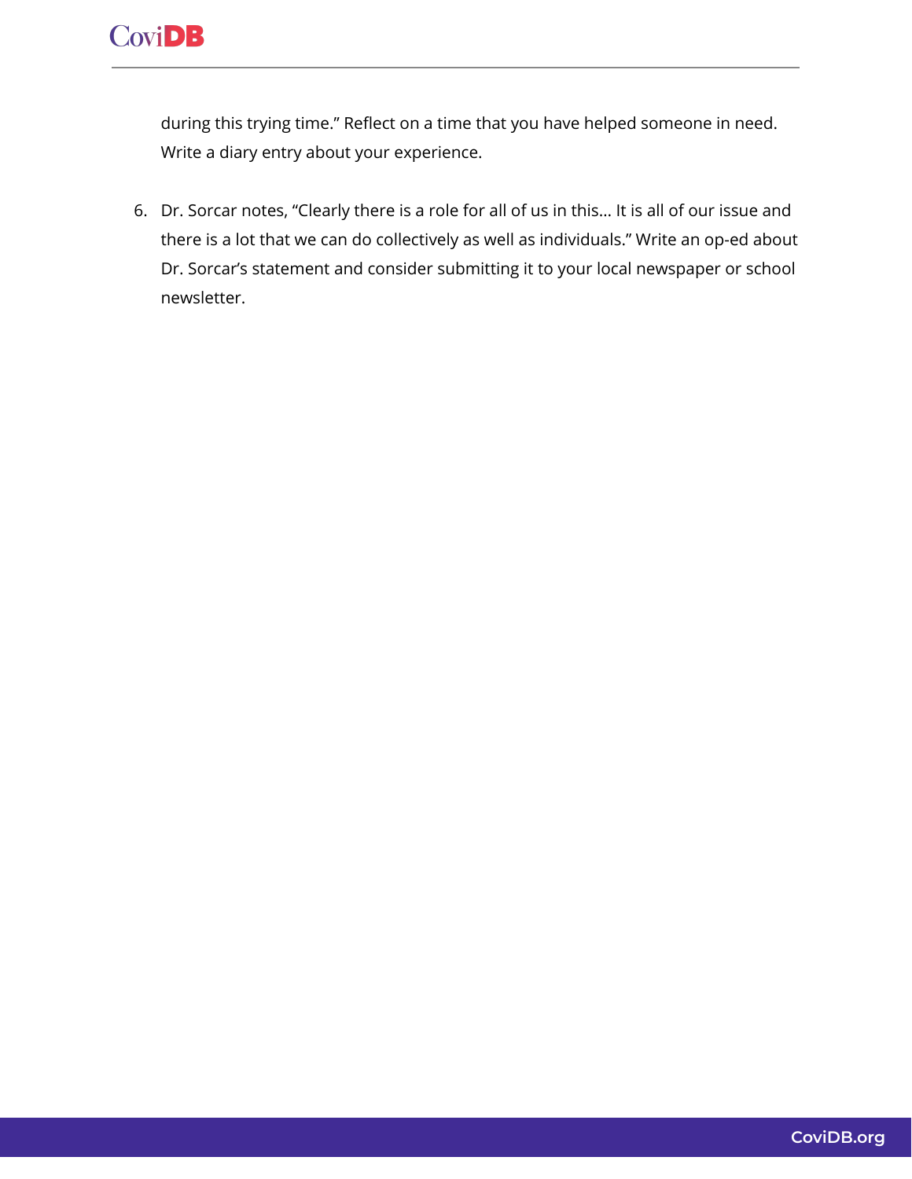during this trying time." Reflect on a time that you have helped someone in need. Write a diary entry about your experience.

6. Dr. Sorcar notes, "Clearly there is a role for all of us in this… It is all of our issue and there is a lot that we can do collectively as well as individuals." Write an op-ed about Dr. Sorcar's statement and consider submitting it to your local newspaper or school newsletter.